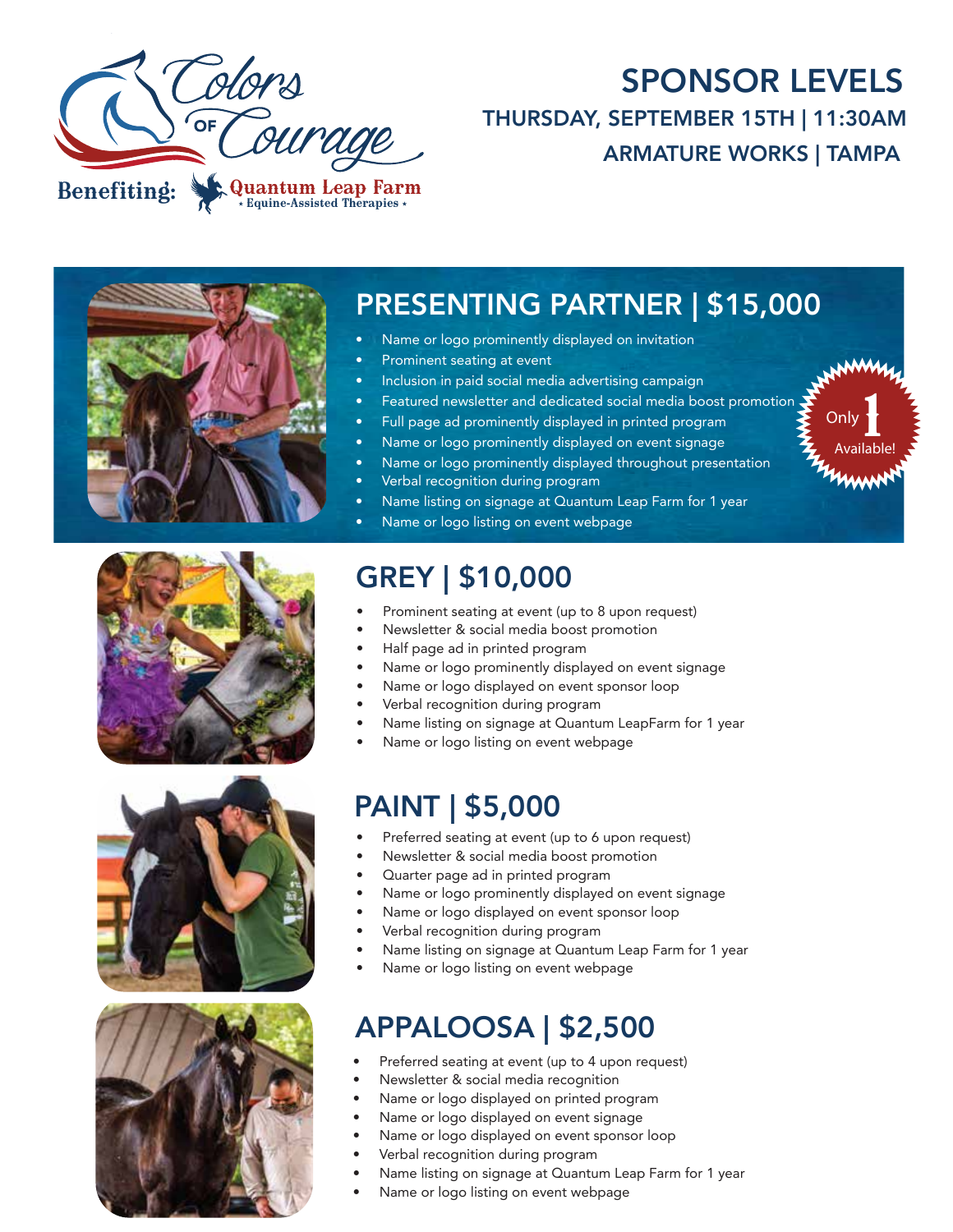Colors of Courage

Benefiting: Quantum Leap Farm
★ Equine-Assisted Therapies ★

# SPONSOR LEVELS

**THURSDAY, SEPTEMBER 15TH | 11:30AM**

**ARMATURE WORKS | TAMPA**

## PRESENTING PARTNER | $15,000

Only 1 Available!

- Name or logo prominently displayed on invitation
- Prominent seating at event
- Inclusion in paid social media advertising campaign
- Featured newsletter and dedicated social media boost promotion
- Full page ad prominently displayed in printed program
- Name or logo prominently displayed on event signage
- Name or logo prominently displayed throughout presentation
- Verbal recognition during program
- Name listing on signage at Quantum Leap Farm for 1 year
- Name or logo listing on event webpage

## GREY | $10,000

- Prominent seating at event (up to 8 upon request)
- Newsletter & social media boost promotion
- Half page ad in printed program
- Name or logo prominently displayed on event signage
- Name or logo displayed on event sponsor loop
- Verbal recognition during program
- Name listing on signage at Quantum LeapFarm for 1 year
- Name or logo listing on event webpage

## PAINT | $5,000

- Preferred seating at event (up to 6 upon request)
- Newsletter & social media boost promotion
- Quarter page ad in printed program
- Name or logo prominently displayed on event signage
- Name or logo displayed on event sponsor loop
- Verbal recognition during program
- Name listing on signage at Quantum Leap Farm for 1 year
- Name or logo listing on event webpage

## APPALOOSA | $2,500

- Preferred seating at event (up to 4 upon request)
- Newsletter & social media recognition
- Name or logo displayed on printed program
- Name or logo displayed on event signage
- Name or logo displayed on event sponsor loop
- Verbal recognition during program
- Name listing on signage at Quantum Leap Farm for 1 year
- Name or logo listing on event webpage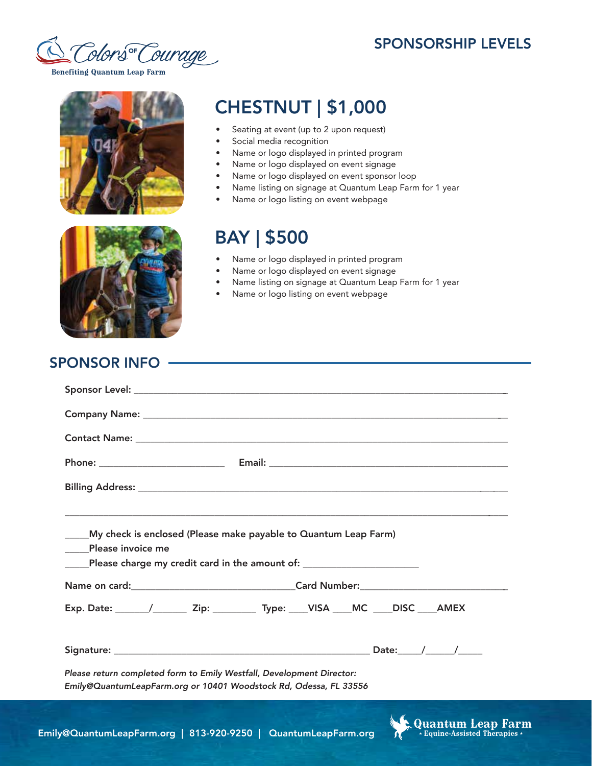Colors of Courage

Benefiting Quantum Leap Farm

## SPONSORSHIP LEVELS

## CHESTNUT | $1,000

- Seating at event (up to 2 upon request)
- Social media recognition
- Name or logo displayed in printed program
- Name or logo displayed on event signage
- Name or logo displayed on event sponsor loop
- Name listing on signage at Quantum Leap Farm for 1 year
- Name or logo listing on event webpage

## BAY | $500

- Name or logo displayed in printed program
- Name or logo displayed on event signage
- Name listing on signage at Quantum Leap Farm for 1 year
- Name or logo listing on event webpage

## SPONSOR INFO

**Sponsor Level:** ______________________________________________

**Company Name:** ______________________________________________

**Contact Name:** ______________________________________________

**Phone:** ____________________ **Email:** ______________________________

**Billing Address:** ______________________________________________

______________________________________________________________

_____**My check is enclosed (Please make payable to Quantum Leap Farm)**

_____**Please invoice me**

_____**Please charge my credit card in the amount of:** ____________________

**Name on card:**____________________________ **Card Number:**__________________________

**Exp. Date:** ______/______ **Zip:** ________ **Type:** ____**VISA** ____**MC** ____**DISC** ____**AMEX**

**Signature:** ______________________________________________ **Date:**____/_____/_____

*Please return completed form to Emily Westfall, Development Director:*
*Emily@QuantumLeapFarm.org or 10401 Woodstock Rd, Odessa, FL 33556*

Emily@QuantumLeapFarm.org | 813-920-9250 | QuantumLeapFarm.org

Quantum Leap Farm
• Equine-Assisted Therapies •